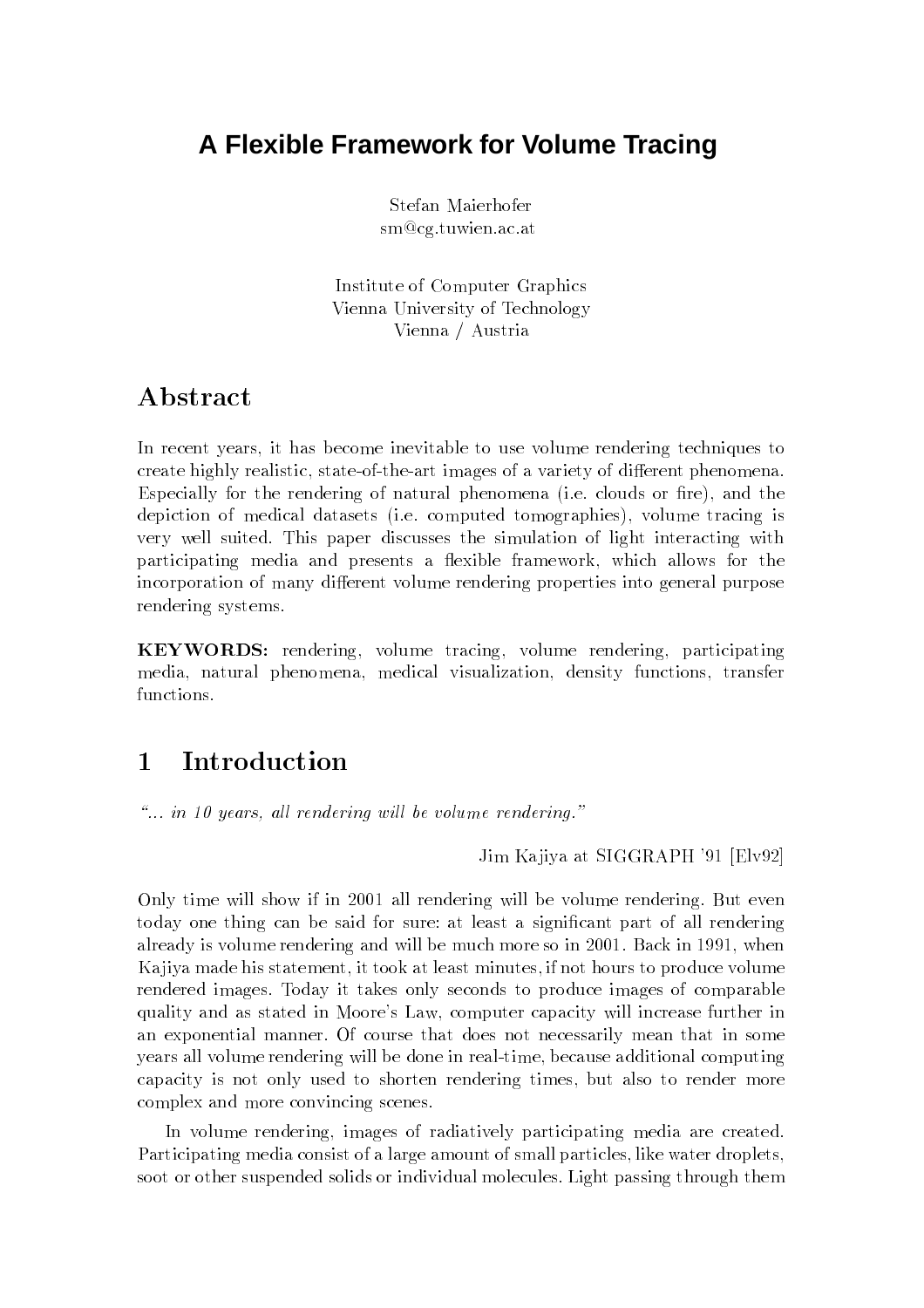# A Flexible Framework for Volume Tracing

Stefan Maierhofer
sm@cg.tuwien.ac.at

Institute of Computer Graphics
Vienna University of Technology
Vienna / Austria

## Abstract

In recent years, it has become inevitable to use volume rendering techniques to create highly realistic, state-of-the-art images of a variety of different phenomena. Especially for the rendering of natural phenomena (i.e. clouds or fire), and the depiction of medical datasets (i.e. computed tomographies), volume tracing is very well suited. This paper discusses the simulation of light interacting with participating media and presents a flexible framework, which allows for the incorporation of many different volume rendering properties into general purpose rendering systems.

**KEYWORDS:** rendering, volume tracing, volume rendering, participating media, natural phenomena, medical visualization, density functions, transfer functions.

## 1 Introduction

*"... in 10 years, all rendering will be volume rendering."*

Jim Kajiya at SIGGRAPH '91 [Elv92]

Only time will show if in 2001 all rendering will be volume rendering. But even today one thing can be said for sure: at least a significant part of all rendering already is volume rendering and will be much more so in 2001. Back in 1991, when Kajiya made his statement, it took at least minutes, if not hours to produce volume rendered images. Today it takes only seconds to produce images of comparable quality and as stated in Moore's Law, computer capacity will increase further in an exponential manner. Of course that does not necessarily mean that in some years all volume rendering will be done in real-time, because additional computing capacity is not only used to shorten rendering times, but also to render more complex and more convincing scenes.

In volume rendering, images of radiatively participating media are created. Participating media consist of a large amount of small particles, like water droplets, soot or other suspended solids or individual molecules. Light passing through them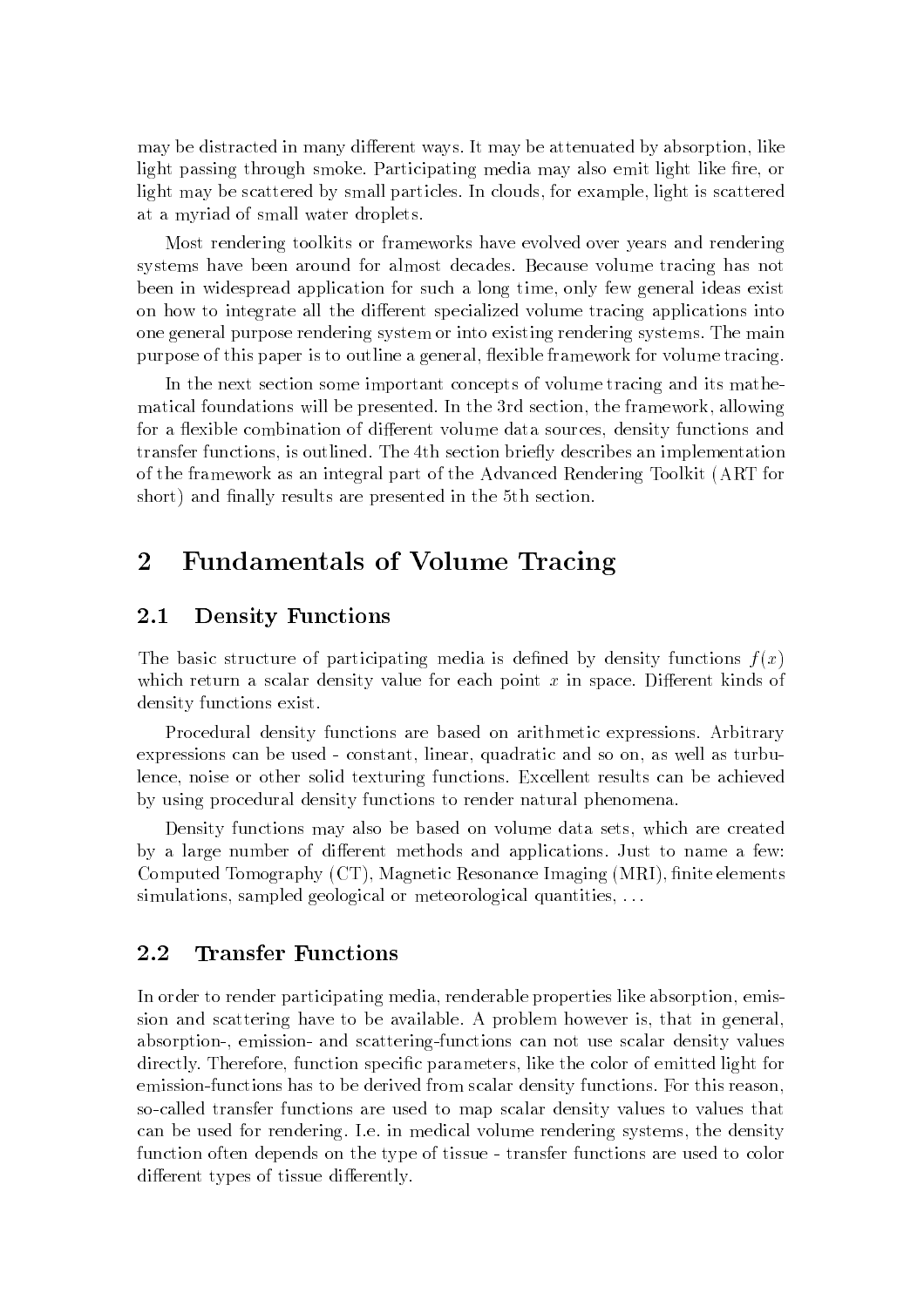may be distracted in many different ways. It may be attenuated by absorption, like light passing through smoke. Participating media may also emit light like fire, or light may be scattered by small particles. In clouds, for example, light is scattered at a myriad of small water droplets.

Most rendering toolkits or frameworks have evolved over years and rendering systems have been around for almost decades. Because volume tracing has not been in widespread application for such a long time, only few general ideas exist on how to integrate all the different specialized volume tracing applications into one general purpose rendering system or into existing rendering systems. The main purpose of this paper is to outline a general, flexible framework for volume tracing.

In the next section some important concepts of volume tracing and its mathematical foundations will be presented. In the 3rd section, the framework, allowing for a flexible combination of different volume data sources, density functions and transfer functions, is outlined. The 4th section briefly describes an implementation of the framework as an integral part of the Advanced Rendering Toolkit (ART for short) and finally results are presented in the 5th section.

# 2 Fundamentals of Volume Tracing

## 2.1 Density Functions

The basic structure of participating media is defined by density functions $f(x)$ which return a scalar density value for each point $x$ in space. Different kinds of density functions exist.

Procedural density functions are based on arithmetic expressions. Arbitrary expressions can be used - constant, linear, quadratic and so on, as well as turbulence, noise or other solid texturing functions. Excellent results can be achieved by using procedural density functions to render natural phenomena.

Density functions may also be based on volume data sets, which are created by a large number of different methods and applications. Just to name a few: Computed Tomography (CT), Magnetic Resonance Imaging (MRI), finite elements simulations, sampled geological or meteorological quantities, ...

## 2.2 Transfer Functions

In order to render participating media, renderable properties like absorption, emission and scattering have to be available. A problem however is, that in general, absorption-, emission- and scattering-functions can not use scalar density values directly. Therefore, function specific parameters, like the color of emitted light for emission-functions has to be derived from scalar density functions. For this reason, so-called transfer functions are used to map scalar density values to values that can be used for rendering. I.e. in medical volume rendering systems, the density function often depends on the type of tissue - transfer functions are used to color different types of tissue differently.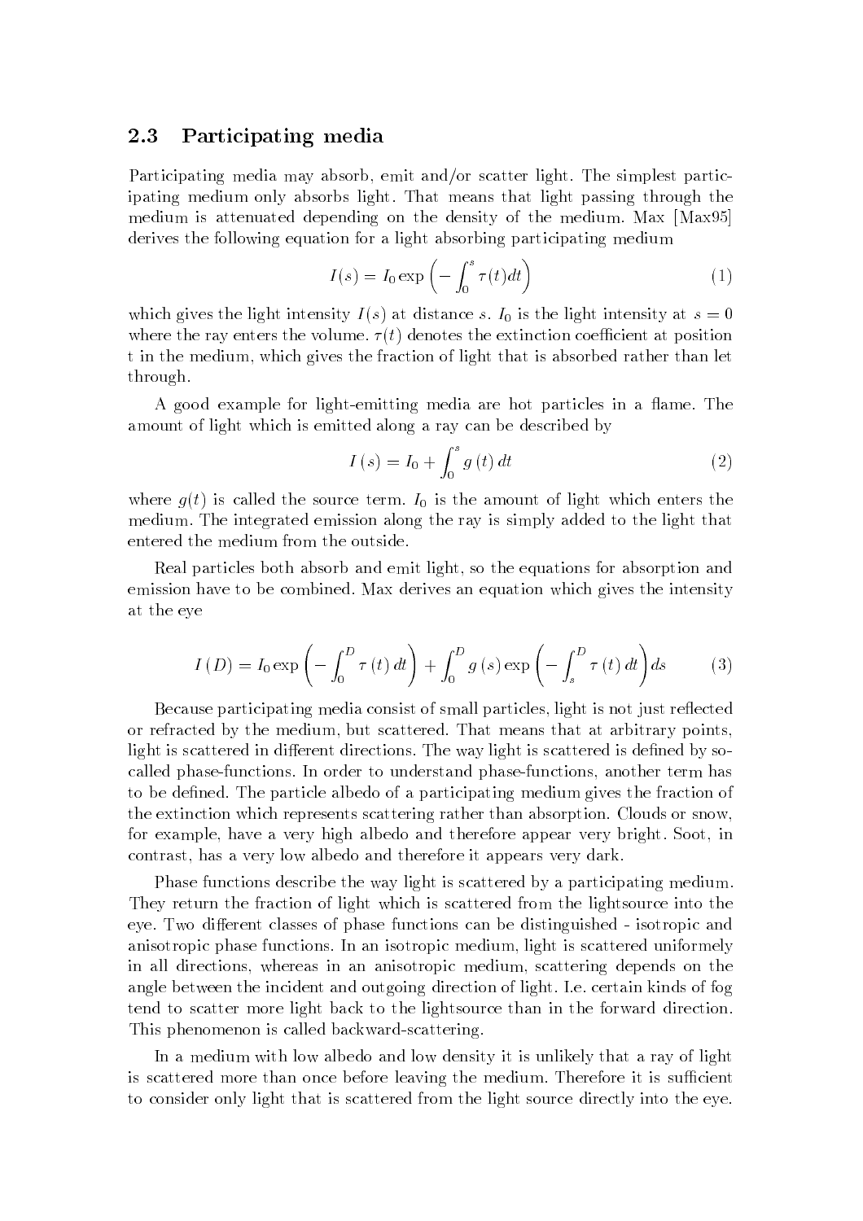## 2.3 Participating media

Participating media may absorb, emit and/or scatter light. The simplest participating medium only absorbs light. That means that light passing through the medium is attenuated depending on the density of the medium. Max [Max95] derives the following equation for a light absorbing participating medium

$$I(s) = I_0 \exp\left(-\int_0^s \tau(t)dt\right) \tag{1}$$

which gives the light intensity $I(s)$ at distance $s$. $I_0$ is the light intensity at $s = 0$ where the ray enters the volume. $\tau(t)$ denotes the extinction coefficient at position t in the medium, which gives the fraction of light that is absorbed rather than let through.

A good example for light-emitting media are hot particles in a flame. The amount of light which is emitted along a ray can be described by

$$I(s) = I_0 + \int_0^s g(t)\, dt \tag{2}$$

where $g(t)$ is called the source term. $I_0$ is the amount of light which enters the medium. The integrated emission along the ray is simply added to the light that entered the medium from the outside.

Real particles both absorb and emit light, so the equations for absorption and emission have to be combined. Max derives an equation which gives the intensity at the eye

$$I(D) = I_0 \exp\left(-\int_0^D \tau(t)\, dt\right) + \int_0^D g(s) \exp\left(-\int_s^D \tau(t)\, dt\right) ds \tag{3}$$

Because participating media consist of small particles, light is not just reflected or refracted by the medium, but scattered. That means that at arbitrary points, light is scattered in different directions. The way light is scattered is defined by so-called phase-functions. In order to understand phase-functions, another term has to be defined. The particle albedo of a participating medium gives the fraction of the extinction which represents scattering rather than absorption. Clouds or snow, for example, have a very high albedo and therefore appear very bright. Soot, in contrast, has a very low albedo and therefore it appears very dark.

Phase functions describe the way light is scattered by a participating medium. They return the fraction of light which is scattered from the lightsource into the eye. Two different classes of phase functions can be distinguished - isotropic and anisotropic phase functions. In an isotropic medium, light is scattered uniformely in all directions, whereas in an anisotropic medium, scattering depends on the angle between the incident and outgoing direction of light. I.e. certain kinds of fog tend to scatter more light back to the lightsource than in the forward direction. This phenomenon is called backward-scattering.

In a medium with low albedo and low density it is unlikely that a ray of light is scattered more than once before leaving the medium. Therefore it is sufficient to consider only light that is scattered from the light source directly into the eye.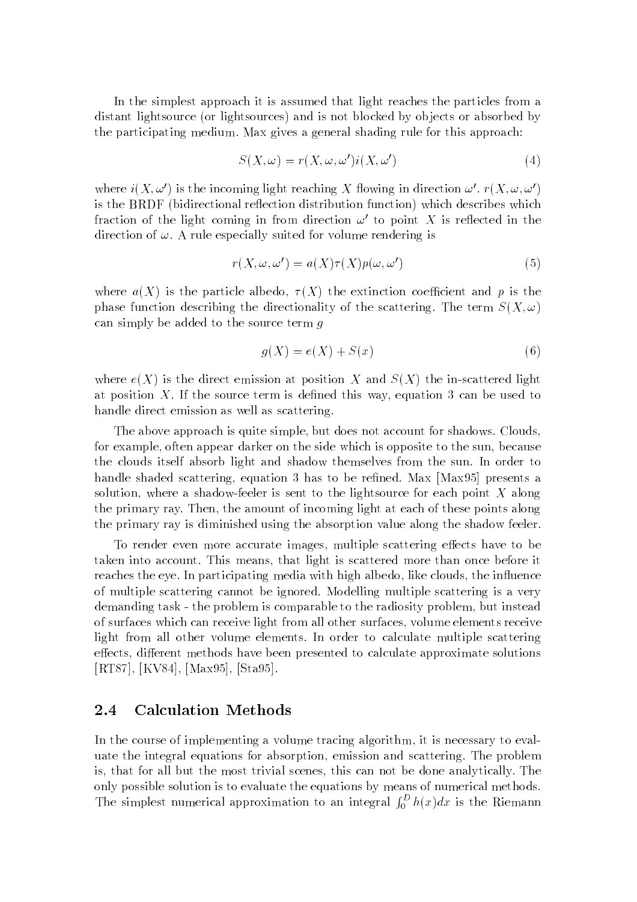In the simplest approach it is assumed that light reaches the particles from a distant lightsource (or lightsources) and is not blocked by objects or absorbed by the participating medium. Max gives a general shading rule for this approach:

$$S(X, \omega) = r(X, \omega, \omega')i(X, \omega') \tag{4}$$

where $i(X, \omega')$ is the incoming light reaching $X$ flowing in direction $\omega'$. $r(X, \omega, \omega')$ is the BRDF (bidirectional reflection distribution function) which describes which fraction of the light coming in from direction $\omega'$ to point $X$ is reflected in the direction of $\omega$. A rule especially suited for volume rendering is

$$r(X, \omega, \omega') = a(X)\tau(X)p(\omega, \omega') \tag{5}$$

where $a(X)$ is the particle albedo, $\tau(X)$ the extinction coefficient and $p$ is the phase function describing the directionality of the scattering. The term $S(X, \omega)$ can simply be added to the source term $g$

$$g(X) = e(X) + S(x) \tag{6}$$

where $e(X)$ is the direct emission at position $X$ and $S(X)$ the in-scattered light at position $X$. If the source term is defined this way, equation 3 can be used to handle direct emission as well as scattering.

The above approach is quite simple, but does not account for shadows. Clouds, for example, often appear darker on the side which is opposite to the sun, because the clouds itself absorb light and shadow themselves from the sun. In order to handle shaded scattering, equation 3 has to be refined. Max [Max95] presents a solution, where a shadow-feeler is sent to the lightsource for each point $X$ along the primary ray. Then, the amount of incoming light at each of these points along the primary ray is diminished using the absorption value along the shadow feeler.

To render even more accurate images, multiple scattering effects have to be taken into account. This means, that light is scattered more than once before it reaches the eye. In participating media with high albedo, like clouds, the influence of multiple scattering cannot be ignored. Modelling multiple scattering is a very demanding task - the problem is comparable to the radiosity problem, but instead of surfaces which can receive light from all other surfaces, volume elements receive light from all other volume elements. In order to calculate multiple scattering effects, different methods have been presented to calculate approximate solutions [RT87], [KV84], [Max95], [Sta95].

## 2.4 Calculation Methods

In the course of implementing a volume tracing algorithm, it is necessary to evaluate the integral equations for absorption, emission and scattering. The problem is, that for all but the most trivial scenes, this can not be done analytically. The only possible solution is to evaluate the equations by means of numerical methods. The simplest numerical approximation to an integral $\int_0^D h(x)dx$ is the Riemann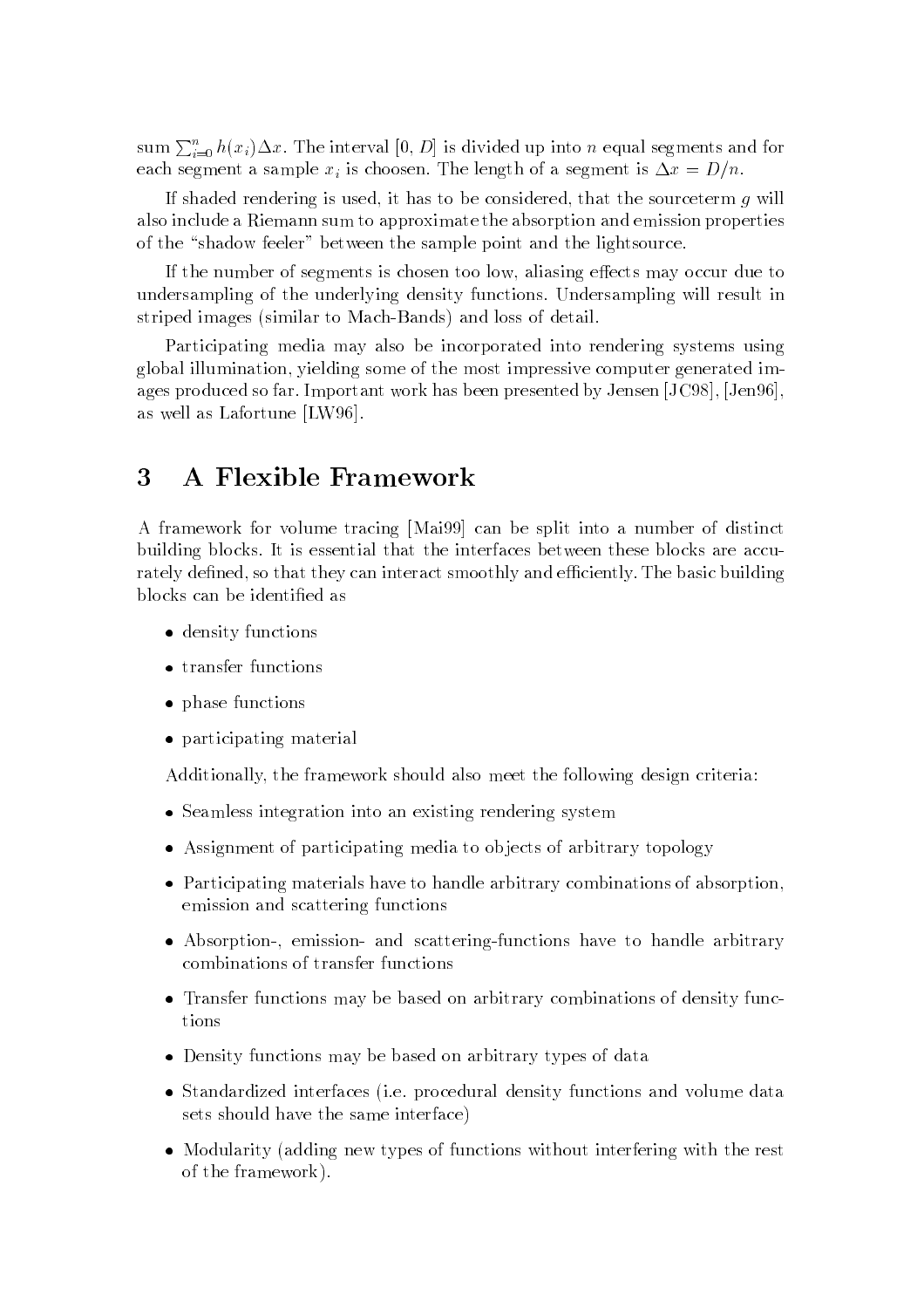sum $\sum_{i=0}^{n} h(x_i)\Delta x$. The interval $[0, D]$ is divided up into $n$ equal segments and for each segment a sample $x_i$ is choosen. The length of a segment is $\Delta x = D/n$.

If shaded rendering is used, it has to be considered, that the sourceterm $g$ will also include a Riemann sum to approximate the absorption and emission properties of the "shadow feeler" between the sample point and the lightsource.

If the number of segments is chosen too low, aliasing effects may occur due to undersampling of the underlying density functions. Undersampling will result in striped images (similar to Mach-Bands) and loss of detail.

Participating media may also be incorporated into rendering systems using global illumination, yielding some of the most impressive computer generated images produced so far. Important work has been presented by Jensen [JC98], [Jen96], as well as Lafortune [LW96].

# 3 A Flexible Framework

A framework for volume tracing [Mai99] can be split into a number of distinct building blocks. It is essential that the interfaces between these blocks are accurately defined, so that they can interact smoothly and efficiently. The basic building blocks can be identified as

- density functions
- transfer functions
- phase functions
- participating material

Additionally, the framework should also meet the following design criteria:

- Seamless integration into an existing rendering system
- Assignment of participating media to objects of arbitrary topology
- Participating materials have to handle arbitrary combinations of absorption, emission and scattering functions
- Absorption-, emission- and scattering-functions have to handle arbitrary combinations of transfer functions
- Transfer functions may be based on arbitrary combinations of density functions
- Density functions may be based on arbitrary types of data
- Standardized interfaces (i.e. procedural density functions and volume data sets should have the same interface)
- Modularity (adding new types of functions without interfering with the rest of the framework).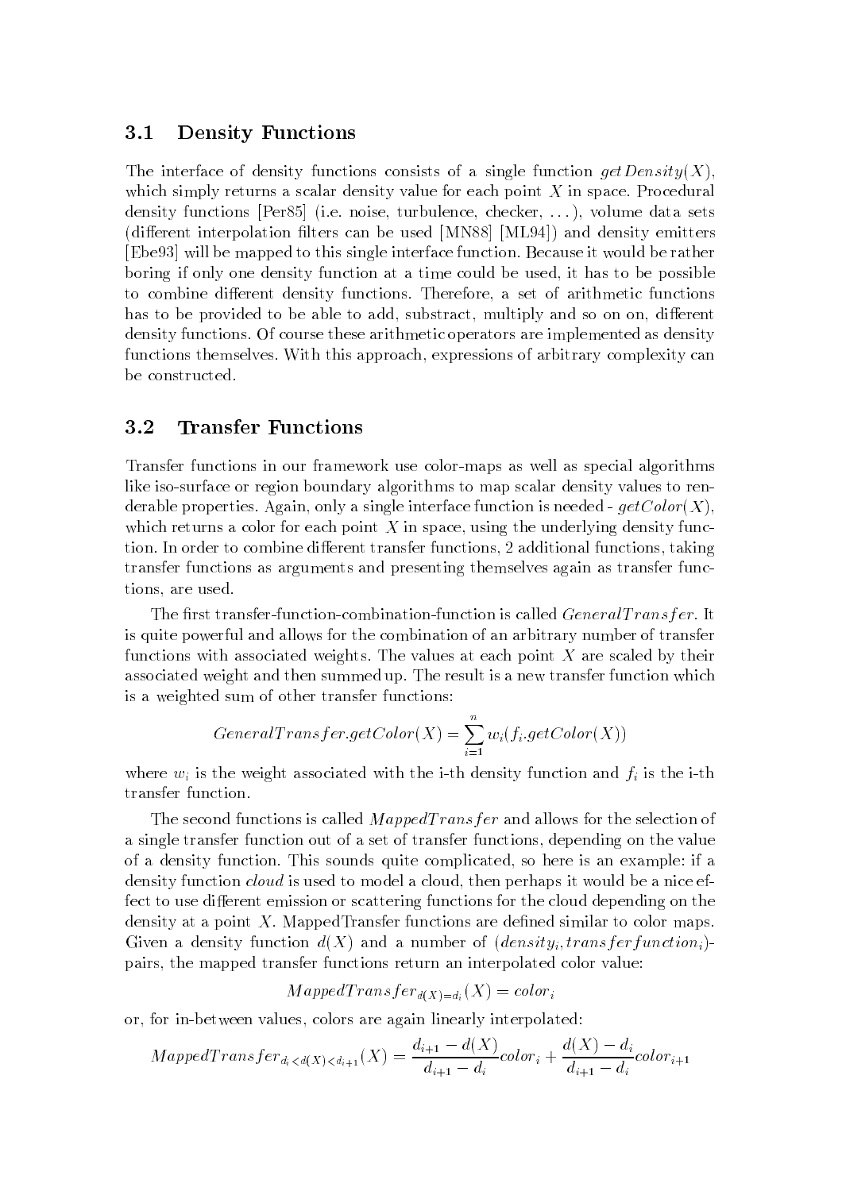### 3.1 Density Functions

The interface of density functions consists of a single function $getDensity(X)$, which simply returns a scalar density value for each point $X$ in space. Procedural density functions [Per85] (i.e. noise, turbulence, checker, ...), volume data sets (different interpolation filters can be used [MN88] [ML94]) and density emitters [Ebe93] will be mapped to this single interface function. Because it would be rather boring if only one density function at a time could be used, it has to be possible to combine different density functions. Therefore, a set of arithmetic functions has to be provided to be able to add, substract, multiply and so on on, different density functions. Of course these arithmetic operators are implemented as density functions themselves. With this approach, expressions of arbitrary complexity can be constructed.

### 3.2 Transfer Functions

Transfer functions in our framework use color-maps as well as special algorithms like iso-surface or region boundary algorithms to map scalar density values to renderable properties. Again, only a single interface function is needed - $getColor(X)$, which returns a color for each point $X$ in space, using the underlying density function. In order to combine different transfer functions, 2 additional functions, taking transfer functions as arguments and presenting themselves again as transfer functions, are used.

The first transfer-function-combination-function is called $GeneralTransfer$. It is quite powerful and allows for the combination of an arbitrary number of transfer functions with associated weights. The values at each point $X$ are scaled by their associated weight and then summed up. The result is a new transfer function which is a weighted sum of other transfer functions:

$$GeneralTransfer.getColor(X) = \sum_{i=1}^{n} w_i(f_i.getColor(X))$$

where $w_i$ is the weight associated with the i-th density function and $f_i$ is the i-th transfer function.

The second functions is called $MappedTransfer$ and allows for the selection of a single transfer function out of a set of transfer functions, depending on the value of a density function. This sounds quite complicated, so here is an example: if a density function *cloud* is used to model a cloud, then perhaps it would be a nice effect to use different emission or scattering functions for the cloud depending on the density at a point $X$. MappedTransfer functions are defined similar to color maps. Given a density function $d(X)$ and a number of $(density_i, transferfunction_i)$-pairs, the mapped transfer functions return an interpolated color value:

$$MappedTransfer_{d(X)=d_i}(X) = color_i$$

or, for in-between values, colors are again linearly interpolated:

$$MappedTransfer_{d_i<d(X)<d_{i+1}}(X) = \frac{d_{i+1} - d(X)}{d_{i+1} - d_i} color_i + \frac{d(X) - d_i}{d_{i+1} - d_i} color_{i+1}$$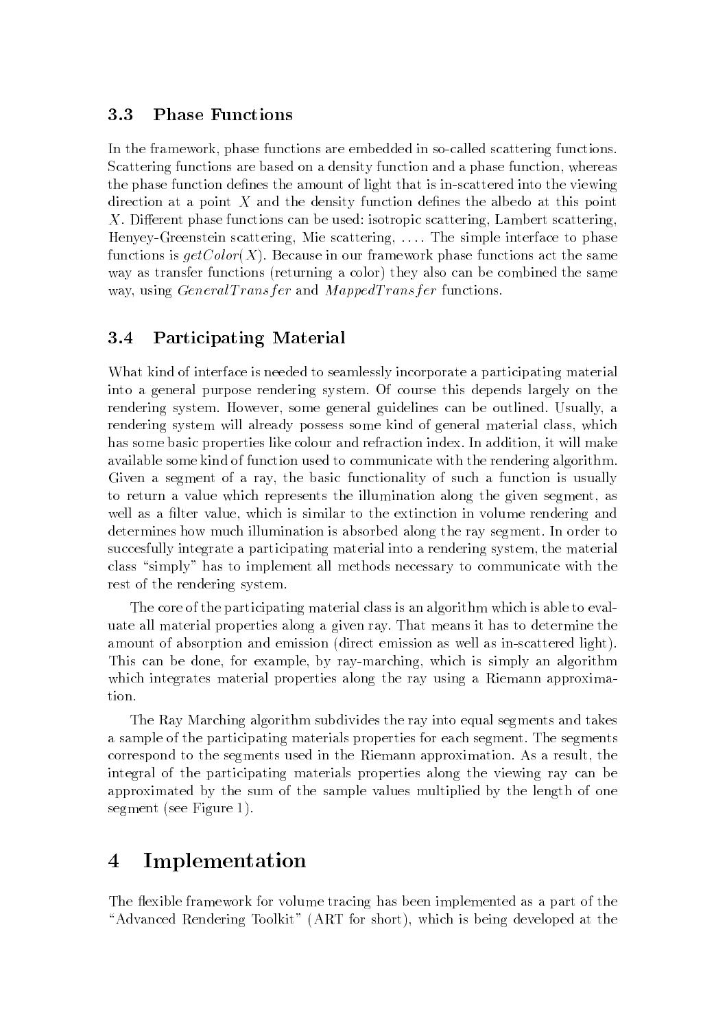### 3.3 Phase Functions

In the framework, phase functions are embedded in so-called scattering functions. Scattering functions are based on a density function and a phase function, whereas the phase function defines the amount of light that is in-scattered into the viewing direction at a point $X$ and the density function defines the albedo at this point $X$. Different phase functions can be used: isotropic scattering, Lambert scattering, Henyey-Greenstein scattering, Mie scattering, .... The simple interface to phase functions is $getColor(X)$. Because in our framework phase functions act the same way as transfer functions (returning a color) they also can be combined the same way, using $GeneralTransfer$ and $MappedTransfer$ functions.

### 3.4 Participating Material

What kind of interface is needed to seamlessly incorporate a participating material into a general purpose rendering system. Of course this depends largely on the rendering system. However, some general guidelines can be outlined. Usually, a rendering system will already possess some kind of general material class, which has some basic properties like colour and refraction index. In addition, it will make available some kind of function used to communicate with the rendering algorithm. Given a segment of a ray, the basic functionality of such a function is usually to return a value which represents the illumination along the given segment, as well as a filter value, which is similar to the extinction in volume rendering and determines how much illumination is absorbed along the ray segment. In order to succesfully integrate a participating material into a rendering system, the material class "simply" has to implement all methods necessary to communicate with the rest of the rendering system.

The core of the participating material class is an algorithm which is able to evaluate all material properties along a given ray. That means it has to determine the amount of absorption and emission (direct emission as well as in-scattered light). This can be done, for example, by ray-marching, which is simply an algorithm which integrates material properties along the ray using a Riemann approximation.

The Ray Marching algorithm subdivides the ray into equal segments and takes a sample of the participating materials properties for each segment. The segments correspond to the segments used in the Riemann approximation. As a result, the integral of the participating materials properties along the viewing ray can be approximated by the sum of the sample values multiplied by the length of one segment (see Figure 1).

## 4 Implementation

The flexible framework for volume tracing has been implemented as a part of the "Advanced Rendering Toolkit" (ART for short), which is being developed at the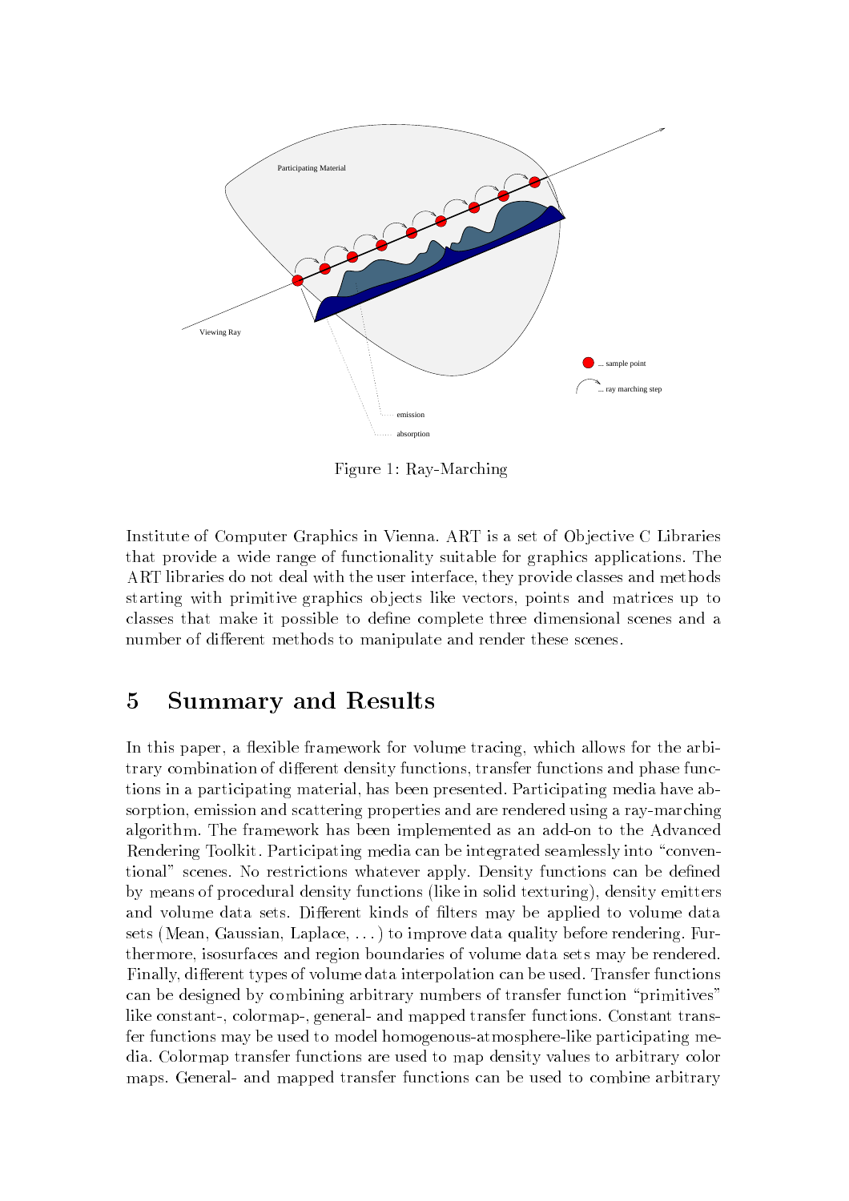Figure 1: Ray-Marching

Institute of Computer Graphics in Vienna. ART is a set of Objective C Libraries that provide a wide range of functionality suitable for graphics applications. The ART libraries do not deal with the user interface, they provide classes and methods starting with primitive graphics objects like vectors, points and matrices up to classes that make it possible to define complete three dimensional scenes and a number of different methods to manipulate and render these scenes.

## 5 Summary and Results

In this paper, a flexible framework for volume tracing, which allows for the arbitrary combination of different density functions, transfer functions and phase functions in a participating material, has been presented. Participating media have absorption, emission and scattering properties and are rendered using a ray-marching algorithm. The framework has been implemented as an add-on to the Advanced Rendering Toolkit. Participating media can be integrated seamlessly into "conventional" scenes. No restrictions whatever apply. Density functions can be defined by means of procedural density functions (like in solid texturing), density emitters and volume data sets. Different kinds of filters may be applied to volume data sets (Mean, Gaussian, Laplace, ...) to improve data quality before rendering. Furthermore, isosurfaces and region boundaries of volume data sets may be rendered. Finally, different types of volume data interpolation can be used. Transfer functions can be designed by combining arbitrary numbers of transfer function "primitives" like constant-, colormap-, general- and mapped transfer functions. Constant transfer functions may be used to model homogenous-atmosphere-like participating media. Colormap transfer functions are used to map density values to arbitrary color maps. General- and mapped transfer functions can be used to combine arbitrary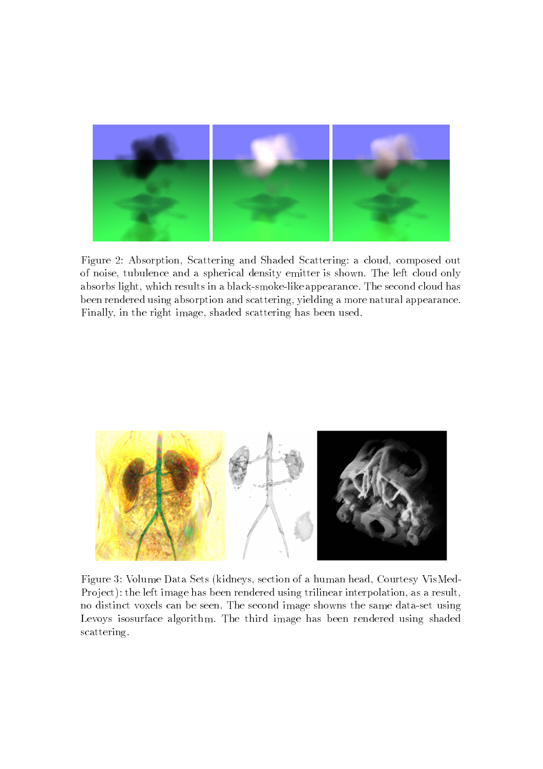Figure 2: Absorption, Scattering and Shaded Scattering: a cloud, composed out of noise, tubulence and a spherical density emitter is shown. The left cloud only absorbs light, which results in a black-smoke-like appearance. The second cloud has been rendered using absorption and scattering, yielding a more natural appearance. Finally, in the right image, shaded scattering has been used.

Figure 3: Volume Data Sets (kidneys, section of a human head, Courtesy VisMed-Project): the left image has been rendered using trilinear interpolation, as a result, no distinct voxels can be seen. The second image showns the same data-set using Levoys isosurface algorithm. The third image has been rendered using shaded scattering.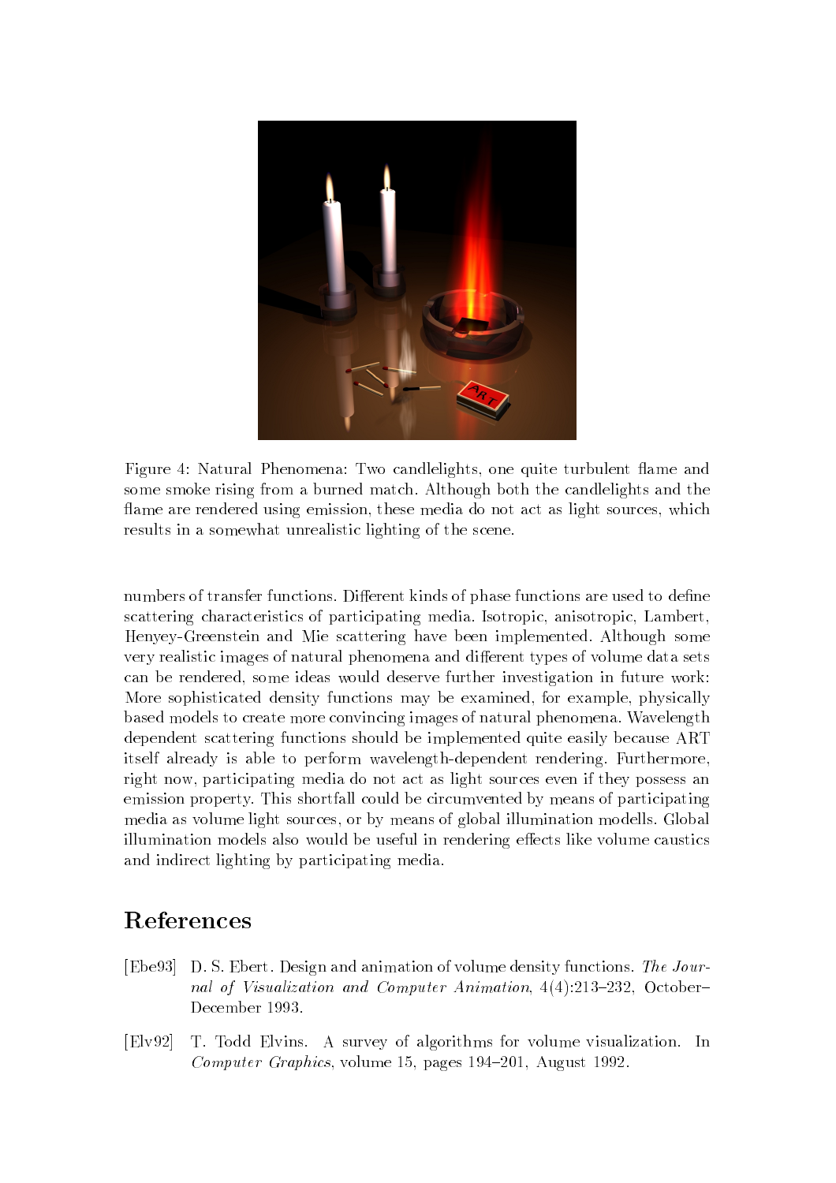Figure 4: Natural Phenomena: Two candlelights, one quite turbulent flame and some smoke rising from a burned match. Although both the candlelights and the flame are rendered using emission, these media do not act as light sources, which results in a somewhat unrealistic lighting of the scene.

numbers of transfer functions. Different kinds of phase functions are used to define scattering characteristics of participating media. Isotropic, anisotropic, Lambert, Henyey-Greenstein and Mie scattering have been implemented. Although some very realistic images of natural phenomena and different types of volume data sets can be rendered, some ideas would deserve further investigation in future work: More sophisticated density functions may be examined, for example, physically based models to create more convincing images of natural phenomena. Wavelength dependent scattering functions should be implemented quite easily because ART itself already is able to perform wavelength-dependent rendering. Furthermore, right now, participating media do not act as light sources even if they possess an emission property. This shortfall could be circumvented by means of participating media as volume light sources, or by means of global illumination modells. Global illumination models also would be useful in rendering effects like volume caustics and indirect lighting by participating media.

# References

[Ebe93] D. S. Ebert. Design and animation of volume density functions. *The Journal of Visualization and Computer Animation*, 4(4):213–232, October–December 1993.

[Elv92] T. Todd Elvins. A survey of algorithms for volume visualization. In *Computer Graphics*, volume 15, pages 194–201, August 1992.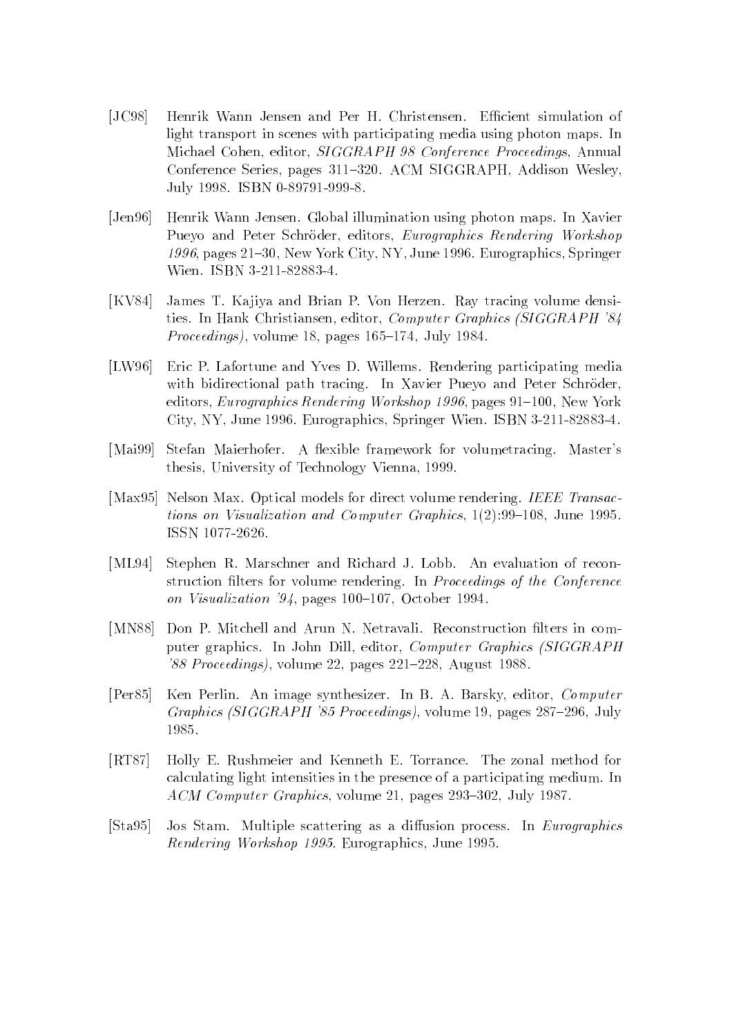[JC98] Henrik Wann Jensen and Per H. Christensen. Efficient simulation of light transport in scenes with participating media using photon maps. In Michael Cohen, editor, *SIGGRAPH 98 Conference Proceedings*, Annual Conference Series, pages 311–320. ACM SIGGRAPH, Addison Wesley, July 1998. ISBN 0-89791-999-8.

[Jen96] Henrik Wann Jensen. Global illumination using photon maps. In Xavier Pueyo and Peter Schröder, editors, *Eurographics Rendering Workshop 1996*, pages 21–30, New York City, NY, June 1996. Eurographics, Springer Wien. ISBN 3-211-82883-4.

[KV84] James T. Kajiya and Brian P. Von Herzen. Ray tracing volume densities. In Hank Christiansen, editor, *Computer Graphics (SIGGRAPH '84 Proceedings)*, volume 18, pages 165–174, July 1984.

[LW96] Eric P. Lafortune and Yves D. Willems. Rendering participating media with bidirectional path tracing. In Xavier Pueyo and Peter Schröder, editors, *Eurographics Rendering Workshop 1996*, pages 91–100, New York City, NY, June 1996. Eurographics, Springer Wien. ISBN 3-211-82883-4.

[Mai99] Stefan Maierhofer. A flexible framework for volumetracing. Master's thesis, University of Technology Vienna, 1999.

[Max95] Nelson Max. Optical models for direct volume rendering. *IEEE Transactions on Visualization and Computer Graphics*, 1(2):99–108, June 1995. ISSN 1077-2626.

[ML94] Stephen R. Marschner and Richard J. Lobb. An evaluation of reconstruction filters for volume rendering. In *Proceedings of the Conference on Visualization '94*, pages 100–107, October 1994.

[MN88] Don P. Mitchell and Arun N. Netravali. Reconstruction filters in computer graphics. In John Dill, editor, *Computer Graphics (SIGGRAPH '88 Proceedings)*, volume 22, pages 221–228, August 1988.

[Per85] Ken Perlin. An image synthesizer. In B. A. Barsky, editor, *Computer Graphics (SIGGRAPH '85 Proceedings)*, volume 19, pages 287–296, July 1985.

[RT87] Holly E. Rushmeier and Kenneth E. Torrance. The zonal method for calculating light intensities in the presence of a participating medium. In *ACM Computer Graphics*, volume 21, pages 293–302, July 1987.

[Sta95] Jos Stam. Multiple scattering as a diffusion process. In *Eurographics Rendering Workshop 1995*. Eurographics, June 1995.